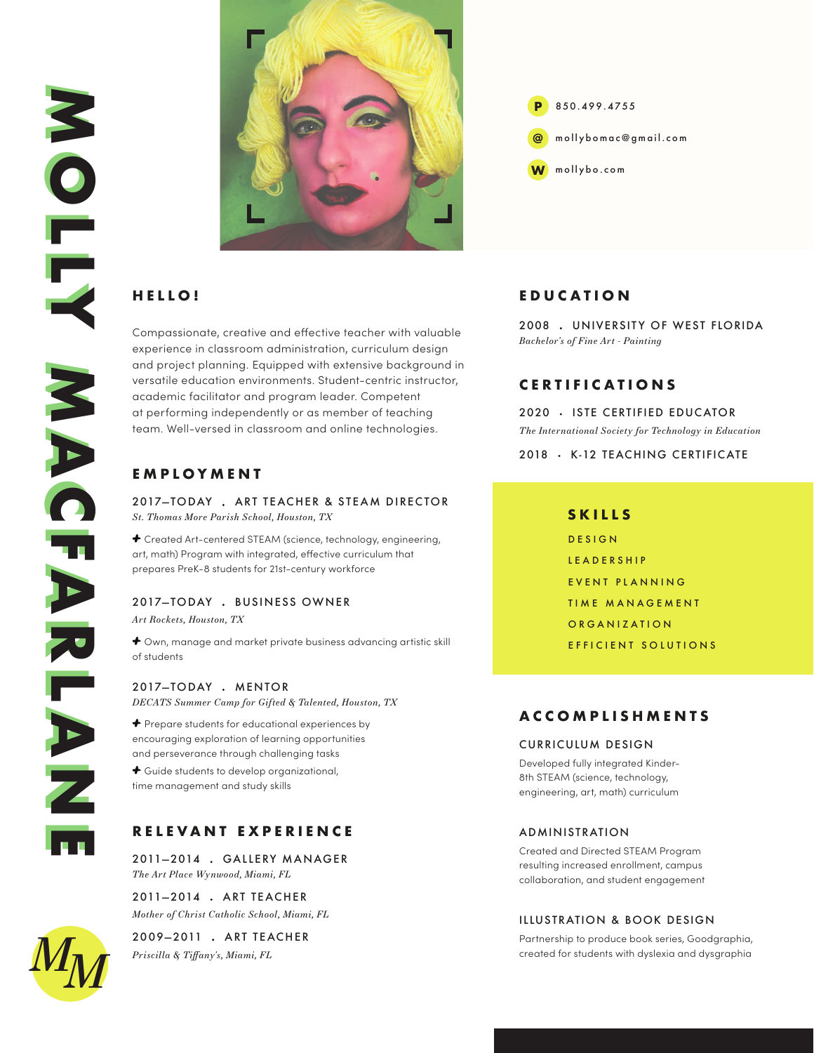# MOLLY MACFARLANE

P 850.499.4755

@ mollybomac@gmail.com

W mollybo.com

## HELLO!

Compassionate, creative and effective teacher with valuable experience in classroom administration, curriculum design and project planning. Equipped with extensive background in versatile education environments. Student-centric instructor, academic facilitator and program leader. Competent at performing independently or as member of teaching team. Well-versed in classroom and online technologies.

## EMPLOYMENT

**2017–TODAY . ART TEACHER & STEAM DIRECTOR**
*St. Thomas More Parish School, Houston, TX*

✚ Created Art-centered STEAM (science, technology, engineering, art, math) Program with integrated, effective curriculum that prepares PreK-8 students for 21st-century workforce

**2017–TODAY . BUSINESS OWNER**
*Art Rockets, Houston, TX*

✚ Own, manage and market private business advancing artistic skill of students

**2017–TODAY . MENTOR**
*DECATS Summer Camp for Gifted & Talented, Houston, TX*

✚ Prepare students for educational experiences by encouraging exploration of learning opportunities and perseverance through challenging tasks

✚ Guide students to develop organizational, time management and study skills

## RELEVANT EXPERIENCE

**2011–2014 . GALLERY MANAGER**
*The Art Place Wynwood, Miami, FL*

**2011–2014 . ART TEACHER**
*Mother of Christ Catholic School, Miami, FL*

**2009–2011 . ART TEACHER**
*Priscilla & Tiffany's, Miami, FL*

## EDUCATION

**2008 . UNIVERSITY OF WEST FLORIDA**
*Bachelor's of Fine Art - Painting*

## CERTIFICATIONS

**2020 . ISTE CERTIFIED EDUCATOR**
*The International Society for Technology in Education*

**2018 . K-12 TEACHING CERTIFICATE**

## SKILLS

- DESIGN
- LEADERSHIP
- EVENT PLANNING
- TIME MANAGEMENT
- ORGANIZATION
- EFFICIENT SOLUTIONS

## ACCOMPLISHMENTS

**CURRICULUM DESIGN**

Developed fully integrated Kinder-8th STEAM (science, technology, engineering, art, math) curriculum

**ADMINISTRATION**

Created and Directed STEAM Program resulting increased enrollment, campus collaboration, and student engagement

**ILLUSTRATION & BOOK DESIGN**

Partnership to produce book series, Goodgraphia, created for students with dyslexia and dysgraphia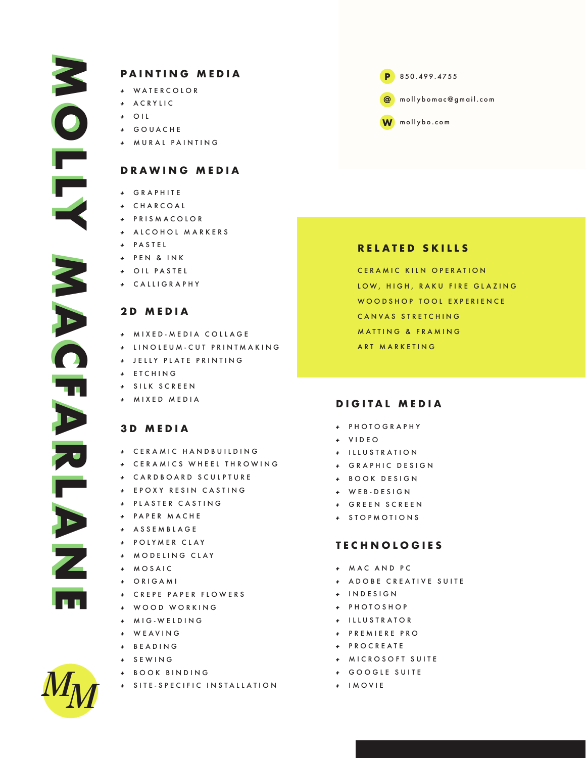# MOLLY MACFARLANE

P 850.499.4755

@ mollybomac@gmail.com

W mollybo.com

## PAINTING MEDIA

- WATERCOLOR
- ACRYLIC
- OIL
- GOUACHE
- MURAL PAINTING

## DRAWING MEDIA

- GRAPHITE
- CHARCOAL
- PRISMACOLOR
- ALCOHOL MARKERS
- PASTEL
- PEN & INK
- OIL PASTEL
- CALLIGRAPHY

## 2D MEDIA

- MIXED-MEDIA COLLAGE
- LINOLEUM-CUT PRINTMAKING
- JELLY PLATE PRINTING
- ETCHING
- SILK SCREEN
- MIXED MEDIA

## 3D MEDIA

- CERAMIC HANDBUILDING
- CERAMICS WHEEL THROWING
- CARDBOARD SCULPTURE
- EPOXY RESIN CASTING
- PLASTER CASTING
- PAPER MACHE
- ASSEMBLAGE
- POLYMER CLAY
- MODELING CLAY
- MOSAIC
- ORIGAMI
- CREPE PAPER FLOWERS
- WOOD WORKING
- MIG-WELDING
- WEAVING
- BEADING
- SEWING
- BOOK BINDING
- SITE-SPECIFIC INSTALLATION

## RELATED SKILLS

CERAMIC KILN OPERATION

LOW, HIGH, RAKU FIRE GLAZING

WOODSHOP TOOL EXPERIENCE

CANVAS STRETCHING

MATTING & FRAMING

ART MARKETING

## DIGITAL MEDIA

- PHOTOGRAPHY
- VIDEO
- ILLUSTRATION
- GRAPHIC DESIGN
- BOOK DESIGN
- WEB-DESIGN
- GREEN SCREEN
- STOPMOTIONS

## TECHNOLOGIES

- MAC AND PC
- ADOBE CREATIVE SUITE
- INDESIGN
- PHOTOSHOP
- ILLUSTRATOR
- PREMIERE PRO
- PROCREATE
- MICROSOFT SUITE
- GOOGLE SUITE
- IMOVIE

MM